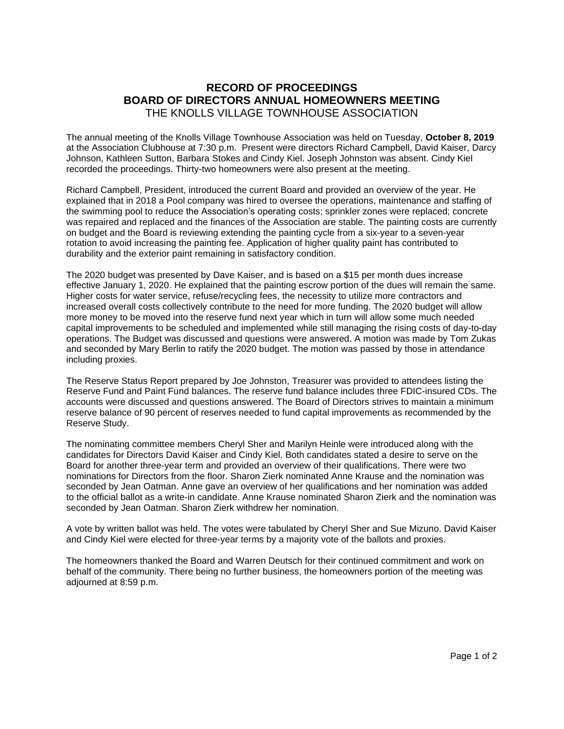# RECORD OF PROCEEDINGS
# BOARD OF DIRECTORS ANNUAL HOMEOWNERS MEETING
## THE KNOLLS VILLAGE TOWNHOUSE ASSOCIATION

The annual meeting of the Knolls Village Townhouse Association was held on Tuesday, **October 8, 2019** at the Association Clubhouse at 7:30 p.m. Present were directors Richard Campbell, David Kaiser, Darcy Johnson, Kathleen Sutton, Barbara Stokes and Cindy Kiel. Joseph Johnston was absent. Cindy Kiel recorded the proceedings. Thirty-two homeowners were also present at the meeting.

Richard Campbell, President, introduced the current Board and provided an overview of the year. He explained that in 2018 a Pool company was hired to oversee the operations, maintenance and staffing of the swimming pool to reduce the Association's operating costs; sprinkler zones were replaced; concrete was repaired and replaced and the finances of the Association are stable. The painting costs are currently on budget and the Board is reviewing extending the painting cycle from a six-year to a seven-year rotation to avoid increasing the painting fee. Application of higher quality paint has contributed to durability and the exterior paint remaining in satisfactory condition.

The 2020 budget was presented by Dave Kaiser, and is based on a $15 per month dues increase effective January 1, 2020. He explained that the painting escrow portion of the dues will remain the same. Higher costs for water service, refuse/recycling fees, the necessity to utilize more contractors and increased overall costs collectively contribute to the need for more funding. The 2020 budget will allow more money to be moved into the reserve fund next year which in turn will allow some much needed capital improvements to be scheduled and implemented while still managing the rising costs of day-to-day operations. The Budget was discussed and questions were answered. A motion was made by Tom Zukas and seconded by Mary Berlin to ratify the 2020 budget. The motion was passed by those in attendance including proxies.

The Reserve Status Report prepared by Joe Johnston, Treasurer was provided to attendees listing the Reserve Fund and Paint Fund balances. The reserve fund balance includes three FDIC-insured CDs. The accounts were discussed and questions answered. The Board of Directors strives to maintain a minimum reserve balance of 90 percent of reserves needed to fund capital improvements as recommended by the Reserve Study.

The nominating committee members Cheryl Sher and Marilyn Heinle were introduced along with the candidates for Directors David Kaiser and Cindy Kiel. Both candidates stated a desire to serve on the Board for another three-year term and provided an overview of their qualifications. There were two nominations for Directors from the floor. Sharon Zierk nominated Anne Krause and the nomination was seconded by Jean Oatman. Anne gave an overview of her qualifications and her nomination was added to the official ballot as a write-in candidate. Anne Krause nominated Sharon Zierk and the nomination was seconded by Jean Oatman. Sharon Zierk withdrew her nomination.

A vote by written ballot was held. The votes were tabulated by Cheryl Sher and Sue Mizuno. David Kaiser and Cindy Kiel were elected for three-year terms by a majority vote of the ballots and proxies.

The homeowners thanked the Board and Warren Deutsch for their continued commitment and work on behalf of the community. There being no further business, the homeowners portion of the meeting was adjourned at 8:59 p.m.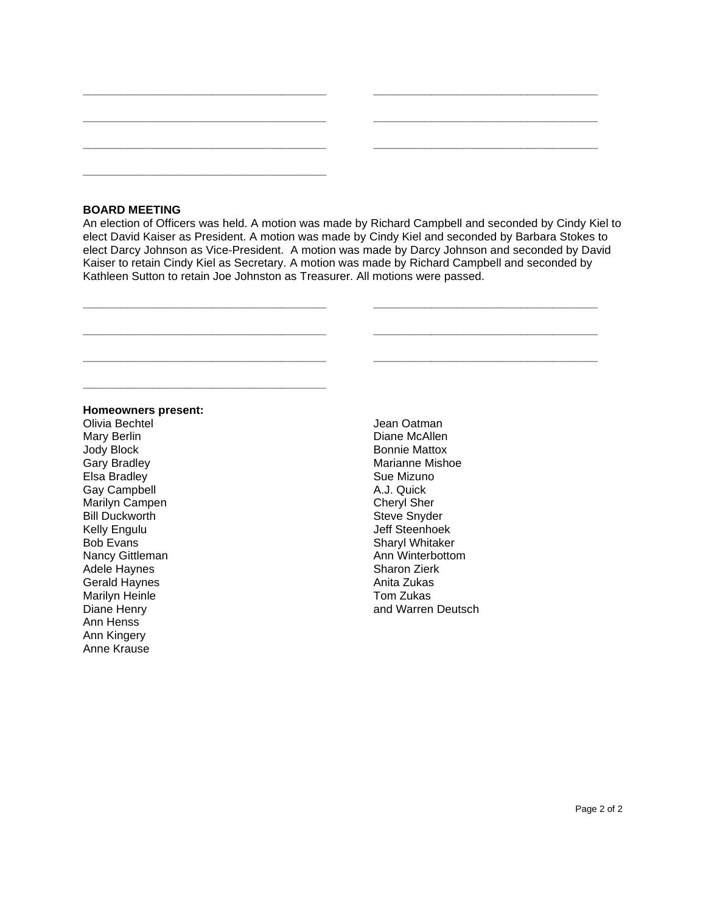\_\_\_\_\_\_\_\_\_\_\_\_\_\_\_\_\_\_\_\_\_\_\_\_\_\_\_\_\_\_\_\_\_\_\_\_\_\_\_\_ \_\_\_\_\_\_\_\_\_\_\_\_\_\_\_\_\_\_\_\_\_\_\_\_\_\_\_\_\_\_\_\_\_\_\_\_\_\_\_\_

\_\_\_\_\_\_\_\_\_\_\_\_\_\_\_\_\_\_\_\_\_\_\_\_\_\_\_\_\_\_\_\_\_\_\_\_\_\_\_\_ \_\_\_\_\_\_\_\_\_\_\_\_\_\_\_\_\_\_\_\_\_\_\_\_\_\_\_\_\_\_\_\_\_\_\_\_\_\_\_\_

\_\_\_\_\_\_\_\_\_\_\_\_\_\_\_\_\_\_\_\_\_\_\_\_\_\_\_\_\_\_\_\_\_\_\_\_\_\_\_\_ \_\_\_\_\_\_\_\_\_\_\_\_\_\_\_\_\_\_\_\_\_\_\_\_\_\_\_\_\_\_\_\_\_\_\_\_\_\_\_\_

\_\_\_\_\_\_\_\_\_\_\_\_\_\_\_\_\_\_\_\_\_\_\_\_\_\_\_\_\_\_\_\_\_\_\_\_\_\_\_\_

**BOARD MEETING**

An election of Officers was held. A motion was made by Richard Campbell and seconded by Cindy Kiel to elect David Kaiser as President. A motion was made by Cindy Kiel and seconded by Barbara Stokes to elect Darcy Johnson as Vice-President. A motion was made by Darcy Johnson and seconded by David Kaiser to retain Cindy Kiel as Secretary. A motion was made by Richard Campbell and seconded by Kathleen Sutton to retain Joe Johnston as Treasurer. All motions were passed.

\_\_\_\_\_\_\_\_\_\_\_\_\_\_\_\_\_\_\_\_\_\_\_\_\_\_\_\_\_\_\_\_\_\_\_\_\_\_\_\_ \_\_\_\_\_\_\_\_\_\_\_\_\_\_\_\_\_\_\_\_\_\_\_\_\_\_\_\_\_\_\_\_\_\_\_\_\_\_\_\_

\_\_\_\_\_\_\_\_\_\_\_\_\_\_\_\_\_\_\_\_\_\_\_\_\_\_\_\_\_\_\_\_\_\_\_\_\_\_\_\_ \_\_\_\_\_\_\_\_\_\_\_\_\_\_\_\_\_\_\_\_\_\_\_\_\_\_\_\_\_\_\_\_\_\_\_\_\_\_\_\_

\_\_\_\_\_\_\_\_\_\_\_\_\_\_\_\_\_\_\_\_\_\_\_\_\_\_\_\_\_\_\_\_\_\_\_\_\_\_\_\_ \_\_\_\_\_\_\_\_\_\_\_\_\_\_\_\_\_\_\_\_\_\_\_\_\_\_\_\_\_\_\_\_\_\_\_\_\_\_\_\_

\_\_\_\_\_\_\_\_\_\_\_\_\_\_\_\_\_\_\_\_\_\_\_\_\_\_\_\_\_\_\_\_\_\_\_\_\_\_\_\_

**Homeowners present:**

Olivia Bechtel
Mary Berlin
Jody Block
Gary Bradley
Elsa Bradley
Gay Campbell
Marilyn Campen
Bill Duckworth
Kelly Engulu
Bob Evans
Nancy Gittleman
Adele Haynes
Gerald Haynes
Marilyn Heinle
Diane Henry
Ann Henss
Ann Kingery
Anne Krause
Jean Oatman
Diane McAllen
Bonnie Mattox
Marianne Mishoe
Sue Mizuno
A.J. Quick
Cheryl Sher
Steve Snyder
Jeff Steenhoek
Sharyl Whitaker
Ann Winterbottom
Sharon Zierk
Anita Zukas
Tom Zukas
and Warren Deutsch